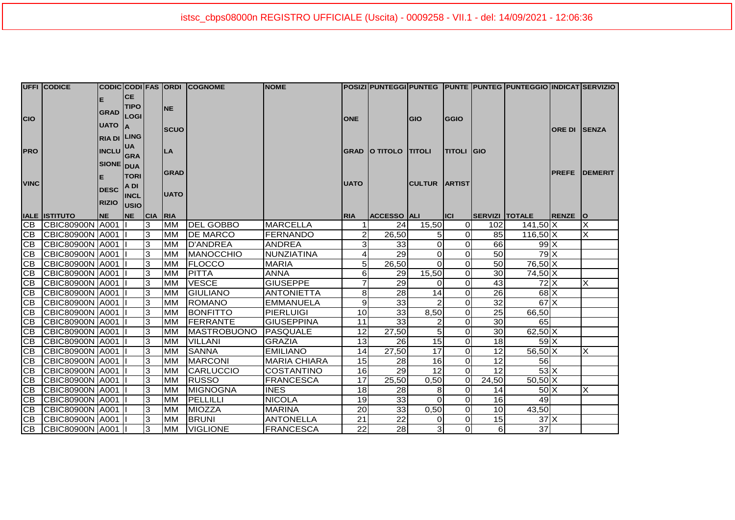istsc_cbps08000n REGISTRO UFFICIALE (Uscita) - 0009258 - VII.1 - del: 14/09/2021 - 12:06:36

| UFFICIO PROVINCIALE | CODICE ISTITUTO | CODICE GRADUATORIA DI INCLUSIONE DESCRIZIONE | CODICE TIPOLOGIA LINGUA GRADUATORIA DI INCLUSIONE | FASCIA | ORDINE SCUOLA GRADUATORIA | COGNOME | NOME | POSIZIONE GRADUATORIA | PUNTEGGIO TITOLO ACCESSO | PUNTEGGIO TITOLI CULTURALI | PUNTEGGIO TITOLI ARTISTICI | PUNTEGGIO SERVIZI | PUNTEGGIO TOTALE | INDICATORE DI PREFERENZE | SERVIZIO SENZA DEMERITO |
|---|---|---|---|---|---|---|---|---|---|---|---|---|---|---|---|
| CB | CBIC80900N | A001 | I | 3 | MM | DEL GOBBO | MARCELLA | 1 | 24 | 15,50 | 0 | 102 | 141,50 | X | X |
| CB | CBIC80900N | A001 | I | 3 | MM | DE MARCO | FERNANDO | 2 | 26,50 | 5 | 0 | 85 | 116,50 | X | X |
| CB | CBIC80900N | A001 | I | 3 | MM | D'ANDREA | ANDREA | 3 | 33 | 0 | 0 | 66 | 99 | X | |
| CB | CBIC80900N | A001 | I | 3 | MM | MANOCCHIO | NUNZIATINA | 4 | 29 | 0 | 0 | 50 | 79 | X | |
| CB | CBIC80900N | A001 | I | 3 | MM | FLOCCO | MARIA | 5 | 26,50 | 0 | 0 | 50 | 76,50 | X | |
| CB | CBIC80900N | A001 | I | 3 | MM | PITTA | ANNA | 6 | 29 | 15,50 | 0 | 30 | 74,50 | X | |
| CB | CBIC80900N | A001 | I | 3 | MM | VESCE | GIUSEPPE | 7 | 29 | 0 | 0 | 43 | 72 | X | X |
| CB | CBIC80900N | A001 | I | 3 | MM | GIULIANO | ANTONIETTA | 8 | 28 | 14 | 0 | 26 | 68 | X | |
| CB | CBIC80900N | A001 | I | 3 | MM | ROMANO | EMMANUELA | 9 | 33 | 2 | 0 | 32 | 67 | X | |
| CB | CBIC80900N | A001 | I | 3 | MM | BONFITTO | PIERLUIGI | 10 | 33 | 8,50 | 0 | 25 | 66,50 | | |
| CB | CBIC80900N | A001 | I | 3 | MM | FERRANTE | GIUSEPPINA | 11 | 33 | 2 | 0 | 30 | 65 | | |
| CB | CBIC80900N | A001 | I | 3 | MM | MASTROBUONO | PASQUALE | 12 | 27,50 | 5 | 0 | 30 | 62,50 | X | |
| CB | CBIC80900N | A001 | I | 3 | MM | VILLANI | GRAZIA | 13 | 26 | 15 | 0 | 18 | 59 | X | |
| CB | CBIC80900N | A001 | I | 3 | MM | SANNA | EMILIANO | 14 | 27,50 | 17 | 0 | 12 | 56,50 | X | X |
| CB | CBIC80900N | A001 | I | 3 | MM | MARCONI | MARIA CHIARA | 15 | 28 | 16 | 0 | 12 | 56 | | |
| CB | CBIC80900N | A001 | I | 3 | MM | CARLUCCIO | COSTANTINO | 16 | 29 | 12 | 0 | 12 | 53 | X | |
| CB | CBIC80900N | A001 | I | 3 | MM | RUSSO | FRANCESCA | 17 | 25,50 | 0,50 | 0 | 24,50 | 50,50 | X | |
| CB | CBIC80900N | A001 | I | 3 | MM | MIGNOGNA | INES | 18 | 28 | 8 | 0 | 14 | 50 | X | X |
| CB | CBIC80900N | A001 | I | 3 | MM | PELLILLI | NICOLA | 19 | 33 | 0 | 0 | 16 | 49 | | |
| CB | CBIC80900N | A001 | I | 3 | MM | MIOZZA | MARINA | 20 | 33 | 0,50 | 0 | 10 | 43,50 | | |
| CB | CBIC80900N | A001 | I | 3 | MM | BRUNI | ANTONELLA | 21 | 22 | 0 | 0 | 15 | 37 | X | |
| CB | CBIC80900N | A001 | I | 3 | MM | VIGLIONE | FRANCESCA | 22 | 28 | 3 | 0 | 6 | 37 | | |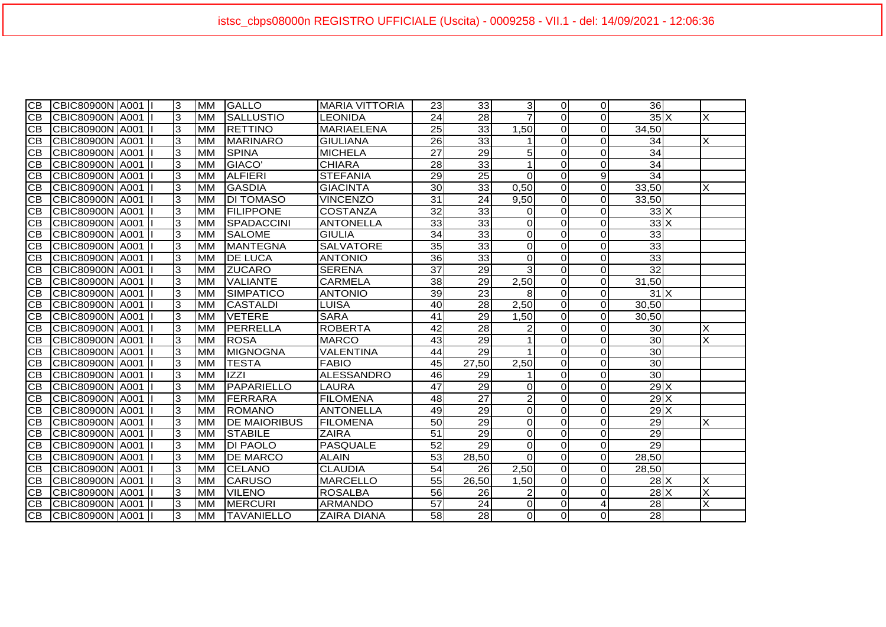| | | | | | | | | | | | | | | | | |
|---|---|---|---|---|---|---|---|---|---|---|---|---|---|---|---|---|
| CB | CBIC80900N | A001 | I | | 3 | MM | GALLO | MARIA VITTORIA | 23 | 33 | 3 | 0 | 0 | 36 | | |
| CB | CBIC80900N | A001 | I | | 3 | MM | SALLUSTIO | LEONIDA | 24 | 28 | 7 | 0 | 0 | 35 | X | X |
| CB | CBIC80900N | A001 | I | | 3 | MM | RETTINO | MARIAELENA | 25 | 33 | 1,50 | 0 | 0 | 34,50 | | |
| CB | CBIC80900N | A001 | I | | 3 | MM | MARINARO | GIULIANA | 26 | 33 | 1 | 0 | 0 | 34 | | X |
| CB | CBIC80900N | A001 | I | | 3 | MM | SPINA | MICHELA | 27 | 29 | 5 | 0 | 0 | 34 | | |
| CB | CBIC80900N | A001 | I | | 3 | MM | GIACO' | CHIARA | 28 | 33 | 1 | 0 | 0 | 34 | | |
| CB | CBIC80900N | A001 | I | | 3 | MM | ALFIERI | STEFANIA | 29 | 25 | 0 | 0 | 9 | 34 | | |
| CB | CBIC80900N | A001 | I | | 3 | MM | GASDIA | GIACINTA | 30 | 33 | 0,50 | 0 | 0 | 33,50 | | X |
| CB | CBIC80900N | A001 | I | | 3 | MM | DI TOMASO | VINCENZO | 31 | 24 | 9,50 | 0 | 0 | 33,50 | | |
| CB | CBIC80900N | A001 | I | | 3 | MM | FILIPPONE | COSTANZA | 32 | 33 | 0 | 0 | 0 | 33 | X | |
| CB | CBIC80900N | A001 | I | | 3 | MM | SPADACCINI | ANTONELLA | 33 | 33 | 0 | 0 | 0 | 33 | X | |
| CB | CBIC80900N | A001 | I | | 3 | MM | SALOME | GIULIA | 34 | 33 | 0 | 0 | 0 | 33 | | |
| CB | CBIC80900N | A001 | I | | 3 | MM | MANTEGNA | SALVATORE | 35 | 33 | 0 | 0 | 0 | 33 | | |
| CB | CBIC80900N | A001 | I | | 3 | MM | DE LUCA | ANTONIO | 36 | 33 | 0 | 0 | 0 | 33 | | |
| CB | CBIC80900N | A001 | I | | 3 | MM | ZUCARO | SERENA | 37 | 29 | 3 | 0 | 0 | 32 | | |
| CB | CBIC80900N | A001 | I | | 3 | MM | VALIANTE | CARMELA | 38 | 29 | 2,50 | 0 | 0 | 31,50 | | |
| CB | CBIC80900N | A001 | I | | 3 | MM | SIMPATICO | ANTONIO | 39 | 23 | 8 | 0 | 0 | 31 | X | |
| CB | CBIC80900N | A001 | I | | 3 | MM | CASTALDI | LUISA | 40 | 28 | 2,50 | 0 | 0 | 30,50 | | |
| CB | CBIC80900N | A001 | I | | 3 | MM | VETERE | SARA | 41 | 29 | 1,50 | 0 | 0 | 30,50 | | |
| CB | CBIC80900N | A001 | I | | 3 | MM | PERRELLA | ROBERTA | 42 | 28 | 2 | 0 | 0 | 30 | | X |
| CB | CBIC80900N | A001 | I | | 3 | MM | ROSA | MARCO | 43 | 29 | 1 | 0 | 0 | 30 | | X |
| CB | CBIC80900N | A001 | I | | 3 | MM | MIGNOGNA | VALENTINA | 44 | 29 | 1 | 0 | 0 | 30 | | |
| CB | CBIC80900N | A001 | I | | 3 | MM | TESTA | FABIO | 45 | 27,50 | 2,50 | 0 | 0 | 30 | | |
| CB | CBIC80900N | A001 | I | | 3 | MM | IZZI | ALESSANDRO | 46 | 29 | 1 | 0 | 0 | 30 | | |
| CB | CBIC80900N | A001 | I | | 3 | MM | PAPARIELLO | LAURA | 47 | 29 | 0 | 0 | 0 | 29 | X | |
| CB | CBIC80900N | A001 | I | | 3 | MM | FERRARA | FILOMENA | 48 | 27 | 2 | 0 | 0 | 29 | X | |
| CB | CBIC80900N | A001 | I | | 3 | MM | ROMANO | ANTONELLA | 49 | 29 | 0 | 0 | 0 | 29 | X | |
| CB | CBIC80900N | A001 | I | | 3 | MM | DE MAIORIBUS | FILOMENA | 50 | 29 | 0 | 0 | 0 | 29 | | X |
| CB | CBIC80900N | A001 | I | | 3 | MM | STABILE | ZAIRA | 51 | 29 | 0 | 0 | 0 | 29 | | |
| CB | CBIC80900N | A001 | I | | 3 | MM | DI PAOLO | PASQUALE | 52 | 29 | 0 | 0 | 0 | 29 | | |
| CB | CBIC80900N | A001 | I | | 3 | MM | DE MARCO | ALAIN | 53 | 28,50 | 0 | 0 | 0 | 28,50 | | |
| CB | CBIC80900N | A001 | I | | 3 | MM | CELANO | CLAUDIA | 54 | 26 | 2,50 | 0 | 0 | 28,50 | | |
| CB | CBIC80900N | A001 | I | | 3 | MM | CARUSO | MARCELLO | 55 | 26,50 | 1,50 | 0 | 0 | 28 | X | X |
| CB | CBIC80900N | A001 | I | | 3 | MM | VILENO | ROSALBA | 56 | 26 | 2 | 0 | 0 | 28 | X | X |
| CB | CBIC80900N | A001 | I | | 3 | MM | MERCURI | ARMANDO | 57 | 24 | 0 | 0 | 4 | 28 | | X |
| CB | CBIC80900N | A001 | I | | 3 | MM | TAVANIELLO | ZAIRA DIANA | 58 | 28 | 0 | 0 | 0 | 28 | | |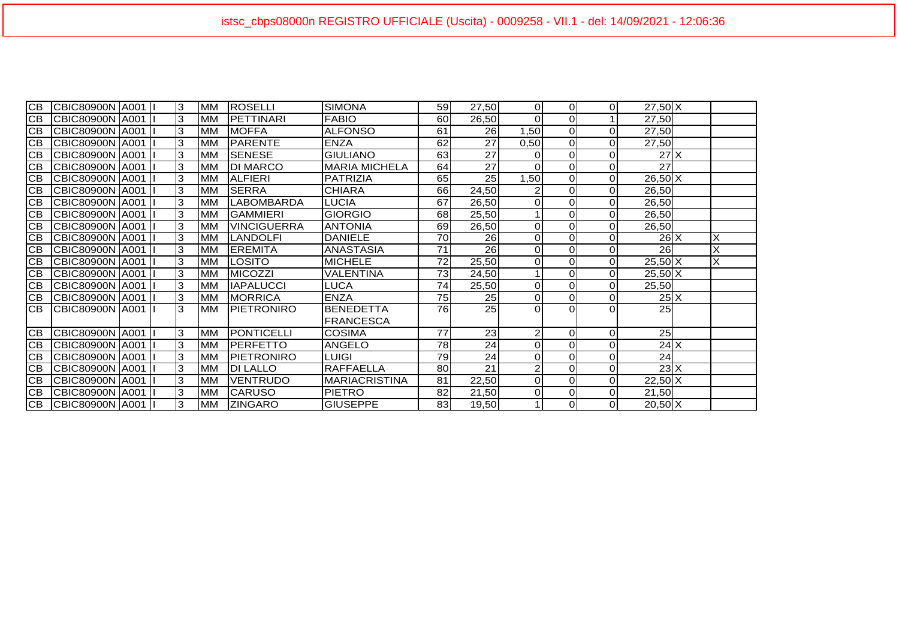| | | | | | | | | | | | | | | | | |
|---|---|---|---|---|---|---|---|---|---|---|---|---|---|---|---|---|
| CB | CBIC80900N | A001 | I | | 3 | MM | ROSELLI | SIMONA | 59 | 27,50 | 0 | 0 | 0 | 27,50 | X | |
| CB | CBIC80900N | A001 | I | | 3 | MM | PETTINARI | FABIO | 60 | 26,50 | 0 | 0 | 1 | 27,50 | | |
| CB | CBIC80900N | A001 | I | | 3 | MM | MOFFA | ALFONSO | 61 | 26 | 1,50 | 0 | 0 | 27,50 | | |
| CB | CBIC80900N | A001 | I | | 3 | MM | PARENTE | ENZA | 62 | 27 | 0,50 | 0 | 0 | 27,50 | | |
| CB | CBIC80900N | A001 | I | | 3 | MM | SENESE | GIULIANO | 63 | 27 | 0 | 0 | 0 | 27 | X | |
| CB | CBIC80900N | A001 | I | | 3 | MM | DI MARCO | MARIA MICHELA | 64 | 27 | 0 | 0 | 0 | 27 | | |
| CB | CBIC80900N | A001 | I | | 3 | MM | ALFIERI | PATRIZIA | 65 | 25 | 1,50 | 0 | 0 | 26,50 | X | |
| CB | CBIC80900N | A001 | I | | 3 | MM | SERRA | CHIARA | 66 | 24,50 | 2 | 0 | 0 | 26,50 | | |
| CB | CBIC80900N | A001 | I | | 3 | MM | LABOMBARDA | LUCIA | 67 | 26,50 | 0 | 0 | 0 | 26,50 | | |
| CB | CBIC80900N | A001 | I | | 3 | MM | GAMMIERI | GIORGIO | 68 | 25,50 | 1 | 0 | 0 | 26,50 | | |
| CB | CBIC80900N | A001 | I | | 3 | MM | VINCIGUERRA | ANTONIA | 69 | 26,50 | 0 | 0 | 0 | 26,50 | | |
| CB | CBIC80900N | A001 | I | | 3 | MM | LANDOLFI | DANIELE | 70 | 26 | 0 | 0 | 0 | 26 | X | X |
| CB | CBIC80900N | A001 | I | | 3 | MM | EREMITA | ANASTASIA | 71 | 26 | 0 | 0 | 0 | 26 | | X |
| CB | CBIC80900N | A001 | I | | 3 | MM | LOSITO | MICHELE | 72 | 25,50 | 0 | 0 | 0 | 25,50 | X | X |
| CB | CBIC80900N | A001 | I | | 3 | MM | MICOZZI | VALENTINA | 73 | 24,50 | 1 | 0 | 0 | 25,50 | X | |
| CB | CBIC80900N | A001 | I | | 3 | MM | IAPALUCCI | LUCA | 74 | 25,50 | 0 | 0 | 0 | 25,50 | | |
| CB | CBIC80900N | A001 | I | | 3 | MM | MORRICA | ENZA | 75 | 25 | 0 | 0 | 0 | 25 | X | |
| CB | CBIC80900N | A001 | I | | 3 | MM | PIETRONIRO | BENEDETTA FRANCESCA | 76 | 25 | 0 | 0 | 0 | 25 | | |
| CB | CBIC80900N | A001 | I | | 3 | MM | PONTICELLI | COSIMA | 77 | 23 | 2 | 0 | 0 | 25 | | |
| CB | CBIC80900N | A001 | I | | 3 | MM | PERFETTO | ANGELO | 78 | 24 | 0 | 0 | 0 | 24 | X | |
| CB | CBIC80900N | A001 | I | | 3 | MM | PIETRONIRO | LUIGI | 79 | 24 | 0 | 0 | 0 | 24 | | |
| CB | CBIC80900N | A001 | I | | 3 | MM | DI LALLO | RAFFAELLA | 80 | 21 | 2 | 0 | 0 | 23 | X | |
| CB | CBIC80900N | A001 | I | | 3 | MM | VENTRUDO | MARIACRISTINA | 81 | 22,50 | 0 | 0 | 0 | 22,50 | X | |
| CB | CBIC80900N | A001 | I | | 3 | MM | CARUSO | PIETRO | 82 | 21,50 | 0 | 0 | 0 | 21,50 | | |
| CB | CBIC80900N | A001 | I | | 3 | MM | ZINGARO | GIUSEPPE | 83 | 19,50 | 1 | 0 | 0 | 20,50 | X | |